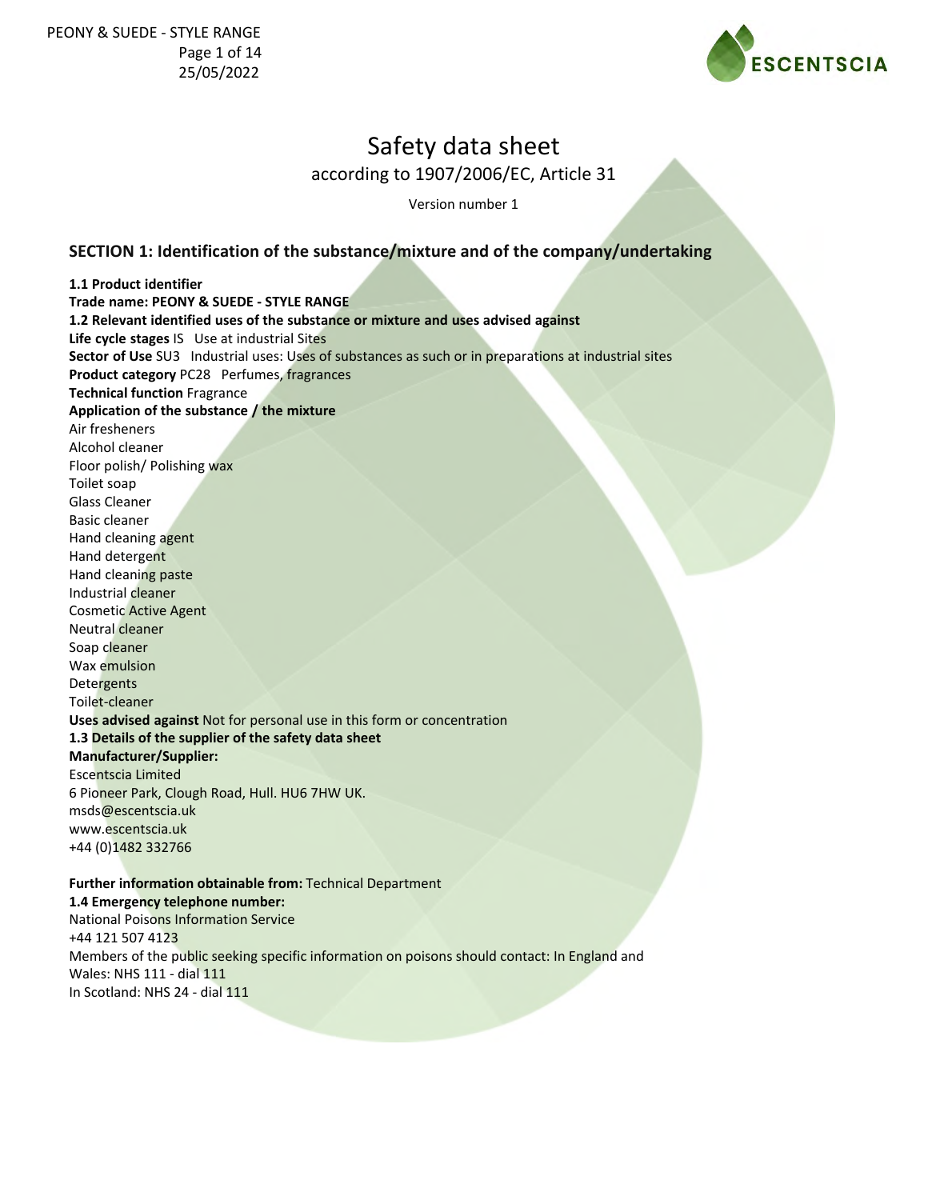# Safety data sheet

according to 1907/2006/EC, Article 31

Version number 1

## SECTION 1: Identification of the substance/mixture and of the company/undertaking

**1.1 Product identifier**

**Trade name: PEONY & SUEDE - STYLE RANGE**

**1.2 Relevant identified uses of the substance or mixture and uses advised against**

**Life cycle stages** IS Use at industrial Sites

**Sector of Use** SU3 Industrial uses: Uses of substances as such or in preparations at industrial sites

**Product category** PC28 Perfumes, fragrances

**Technical function** Fragrance

**Application of the substance / the mixture**

Air fresheners
Alcohol cleaner
Floor polish/ Polishing wax
Toilet soap
Glass Cleaner
Basic cleaner
Hand cleaning agent
Hand detergent
Hand cleaning paste
Industrial cleaner
Cosmetic Active Agent
Neutral cleaner
Soap cleaner
Wax emulsion
Detergents
Toilet-cleaner

**Uses advised against** Not for personal use in this form or concentration

**1.3 Details of the supplier of the safety data sheet**

**Manufacturer/Supplier:**

Escentscia Limited
6 Pioneer Park, Clough Road, Hull. HU6 7HW UK.
msds@escentscia.uk
www.escentscia.uk
+44 (0)1482 332766

**Further information obtainable from:** Technical Department

**1.4 Emergency telephone number:**

National Poisons Information Service
+44 121 507 4123
Members of the public seeking specific information on poisons should contact: In England and Wales: NHS 111 - dial 111
In Scotland: NHS 24 - dial 111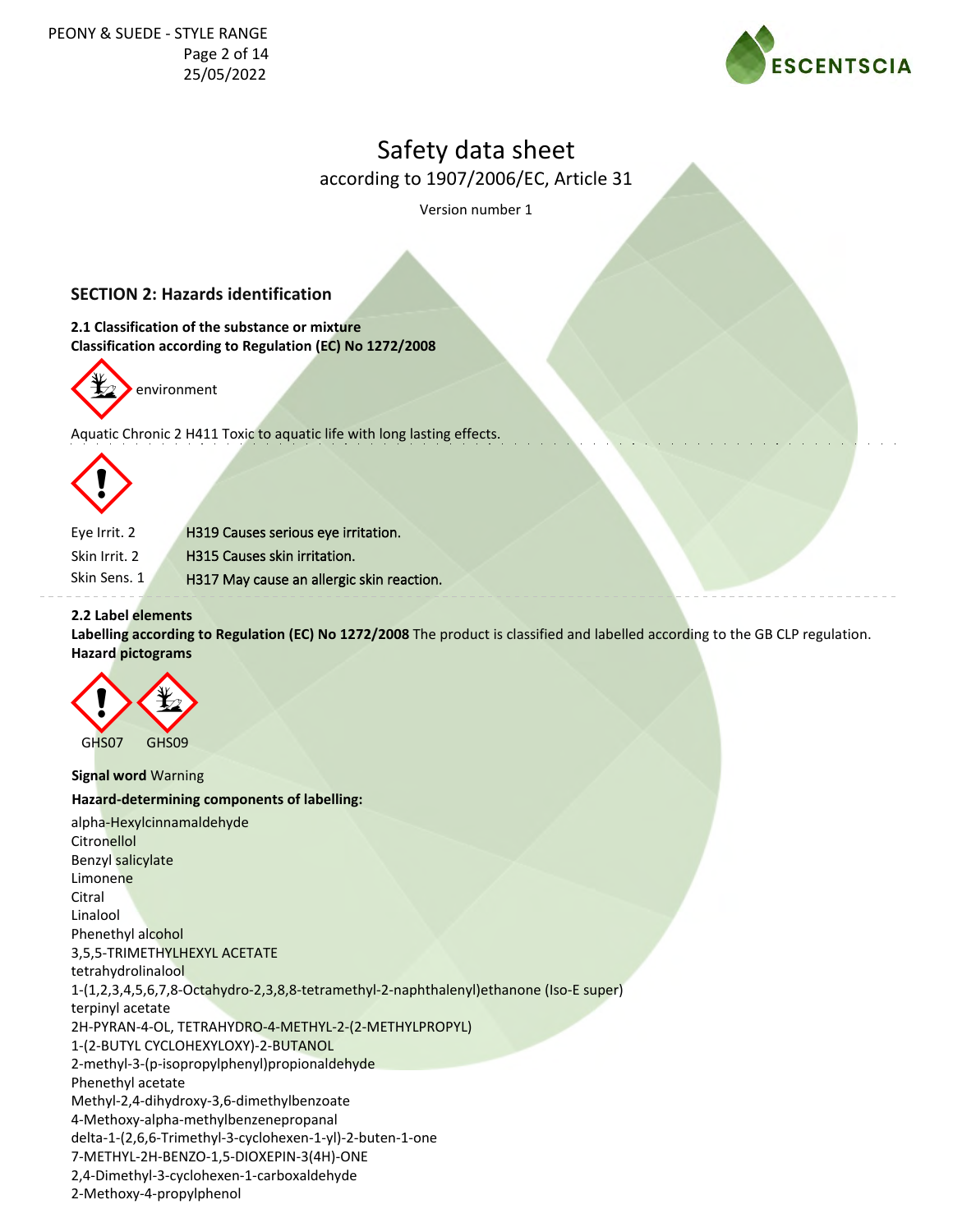# Safety data sheet

according to 1907/2006/EC, Article 31

Version number 1

## SECTION 2: Hazards identification

**2.1 Classification of the substance or mixture**
**Classification according to Regulation (EC) No 1272/2008**

environment

Aquatic Chronic 2 H411 Toxic to aquatic life with long lasting effects.

| | |
|---|---|
| Eye Irrit. 2 | H319 Causes serious eye irritation. |
| Skin Irrit. 2 | H315 Causes skin irritation. |
| Skin Sens. 1 | H317 May cause an allergic skin reaction. |

**2.2 Label elements**

**Labelling according to Regulation (EC) No 1272/2008** The product is classified and labelled according to the GB CLP regulation.

**Hazard pictograms**

GHS07 GHS09

**Signal word** Warning

**Hazard-determining components of labelling:**

alpha-Hexylcinnamaldehyde
Citronellol
Benzyl salicylate
Limonene
Citral
Linalool
Phenethyl alcohol
3,5,5-TRIMETHYLHEXYL ACETATE
tetrahydrolinalool
1-(1,2,3,4,5,6,7,8-Octahydro-2,3,8,8-tetramethyl-2-naphthalenyl)ethanone (Iso-E super)
terpinyl acetate
2H-PYRAN-4-OL, TETRAHYDRO-4-METHYL-2-(2-METHYLPROPYL)
1-(2-BUTYL CYCLOHEXYLOXY)-2-BUTANOL
2-methyl-3-(p-isopropylphenyl)propionaldehyde
Phenethyl acetate
Methyl-2,4-dihydroxy-3,6-dimethylbenzoate
4-Methoxy-alpha-methylbenzenepropanal
delta-1-(2,6,6-Trimethyl-3-cyclohexen-1-yl)-2-buten-1-one
7-METHYL-2H-BENZO-1,5-DIOXEPIN-3(4H)-ONE
2,4-Dimethyl-3-cyclohexen-1-carboxaldehyde
2-Methoxy-4-propylphenol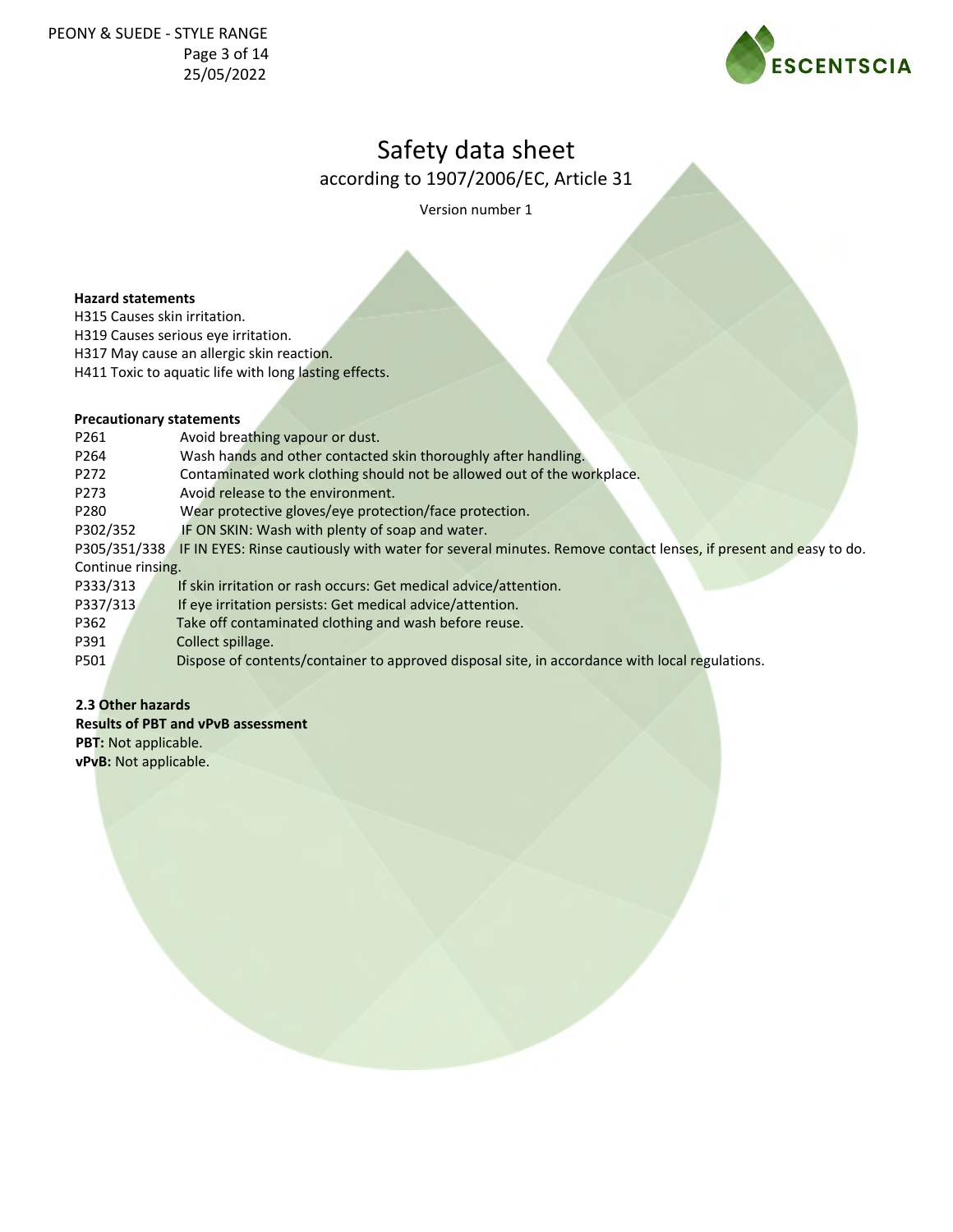**Hazard statements**

H315 Causes skin irritation.
H319 Causes serious eye irritation.
H317 May cause an allergic skin reaction.
H411 Toxic to aquatic life with long lasting effects.

**Precautionary statements**

| | |
|---|---|
| P261 | Avoid breathing vapour or dust. |
| P264 | Wash hands and other contacted skin thoroughly after handling. |
| P272 | Contaminated work clothing should not be allowed out of the workplace. |
| P273 | Avoid release to the environment. |
| P280 | Wear protective gloves/eye protection/face protection. |
| P302/352 | IF ON SKIN: Wash with plenty of soap and water. |
| P305/351/338 | IF IN EYES: Rinse cautiously with water for several minutes. Remove contact lenses, if present and easy to do. Continue rinsing. |
| P333/313 | If skin irritation or rash occurs: Get medical advice/attention. |
| P337/313 | If eye irritation persists: Get medical advice/attention. |
| P362 | Take off contaminated clothing and wash before reuse. |
| P391 | Collect spillage. |
| P501 | Dispose of contents/container to approved disposal site, in accordance with local regulations. |

**2.3 Other hazards**

**Results of PBT and vPvB assessment**

**PBT:** Not applicable.
**vPvB:** Not applicable.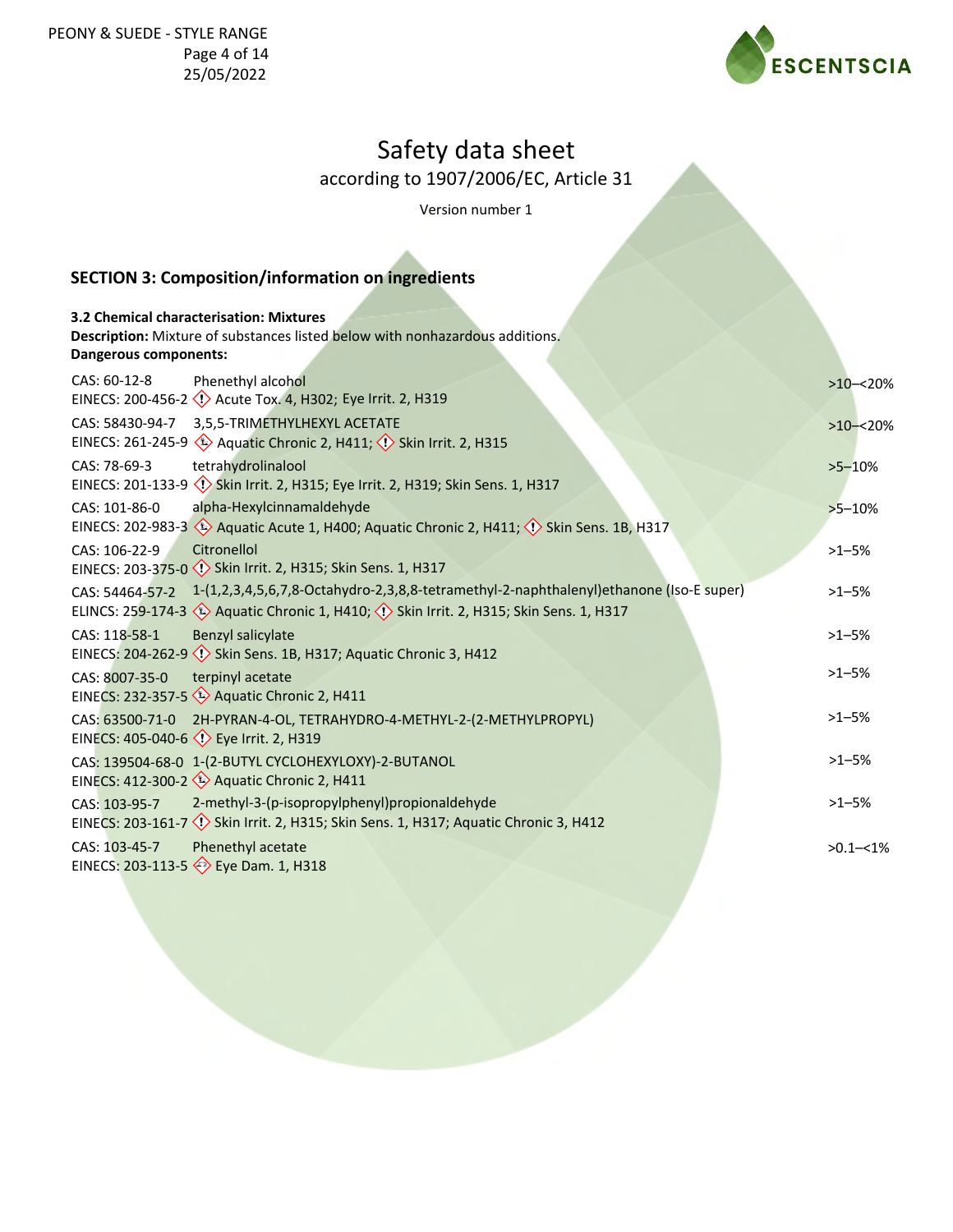# Safety data sheet

according to 1907/2006/EC, Article 31

Version number 1

## SECTION 3: Composition/information on ingredients

**3.2 Chemical characterisation: Mixtures**

**Description:** Mixture of substances listed below with nonhazardous additions.

**Dangerous components:**

| | | |
|---|---|---|
| CAS: 60-12-8<br>EINECS: 200-456-2 | Phenethyl alcohol<br>Acute Tox. 4, H302; Eye Irrit. 2, H319 | >10–<20% |
| CAS: 58430-94-7<br>EINECS: 261-245-9 | 3,5,5-TRIMETHYLHEXYL ACETATE<br>Aquatic Chronic 2, H411; Skin Irrit. 2, H315 | >10–<20% |
| CAS: 78-69-3<br>EINECS: 201-133-9 | tetrahydrolinalool<br>Skin Irrit. 2, H315; Eye Irrit. 2, H319; Skin Sens. 1, H317 | >5–10% |
| CAS: 101-86-0<br>EINECS: 202-983-3 | alpha-Hexylcinnamaldehyde<br>Aquatic Acute 1, H400; Aquatic Chronic 2, H411; Skin Sens. 1B, H317 | >5–10% |
| CAS: 106-22-9<br>EINECS: 203-375-0 | Citronellol<br>Skin Irrit. 2, H315; Skin Sens. 1, H317 | >1–5% |
| CAS: 54464-57-2<br>ELINCS: 259-174-3 | 1-(1,2,3,4,5,6,7,8-Octahydro-2,3,8,8-tetramethyl-2-naphthalenyl)ethanone (Iso-E super)<br>Aquatic Chronic 1, H410; Skin Irrit. 2, H315; Skin Sens. 1, H317 | >1–5% |
| CAS: 118-58-1<br>EINECS: 204-262-9 | Benzyl salicylate<br>Skin Sens. 1B, H317; Aquatic Chronic 3, H412 | >1–5% |
| CAS: 8007-35-0<br>EINECS: 232-357-5 | terpinyl acetate<br>Aquatic Chronic 2, H411 | >1–5% |
| CAS: 63500-71-0<br>EINECS: 405-040-6 | 2H-PYRAN-4-OL, TETRAHYDRO-4-METHYL-2-(2-METHYLPROPYL)<br>Eye Irrit. 2, H319 | >1–5% |
| CAS: 139504-68-0<br>EINECS: 412-300-2 | 1-(2-BUTYL CYCLOHEXYLOXY)-2-BUTANOL<br>Aquatic Chronic 2, H411 | >1–5% |
| CAS: 103-95-7<br>EINECS: 203-161-7 | 2-methyl-3-(p-isopropylphenyl)propionaldehyde<br>Skin Irrit. 2, H315; Skin Sens. 1, H317; Aquatic Chronic 3, H412 | >1–5% |
| CAS: 103-45-7<br>EINECS: 203-113-5 | Phenethyl acetate<br>Eye Dam. 1, H318 | >0.1–<1% |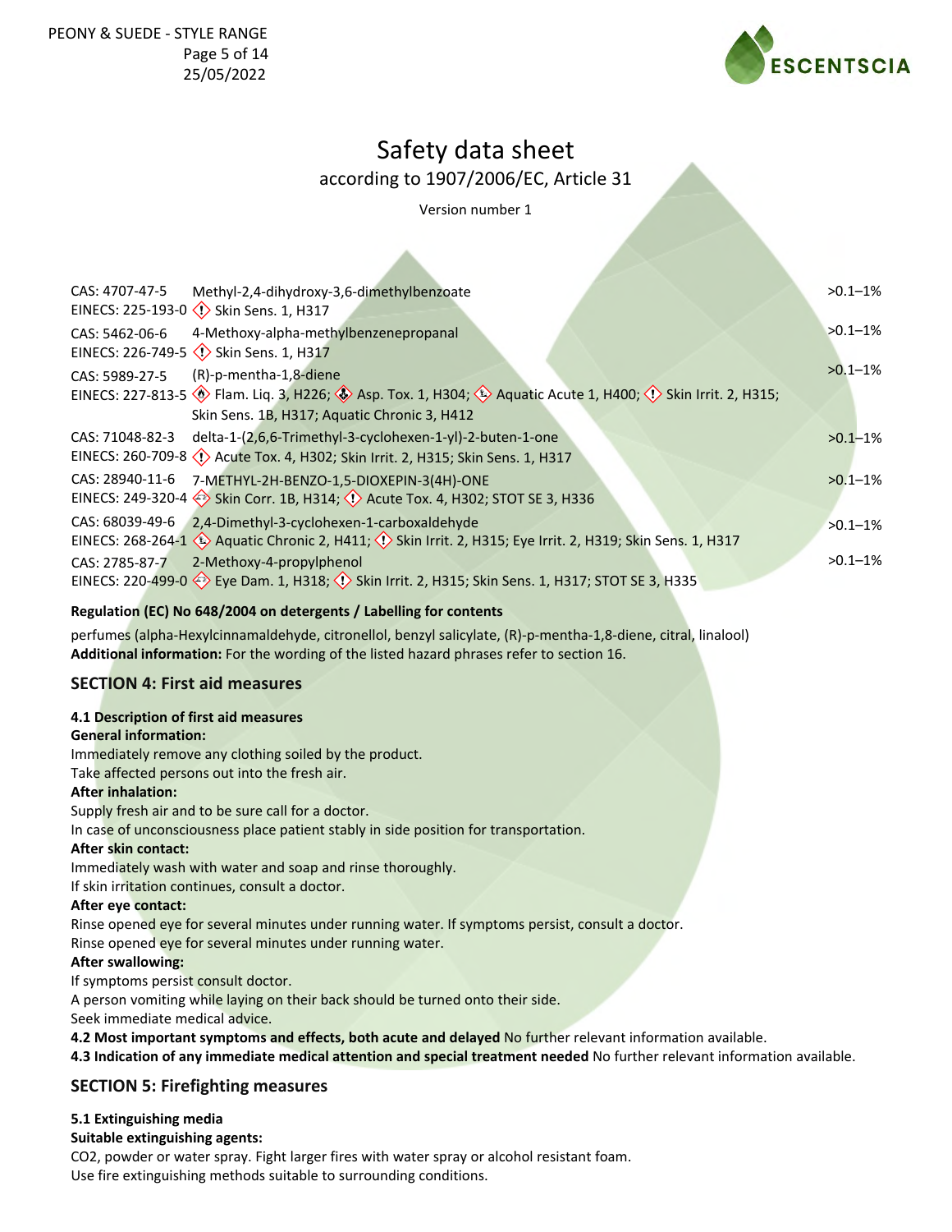# Safety data sheet

according to 1907/2006/EC, Article 31

Version number 1

| | | |
|---|---|---|
| CAS: 4707-47-5<br>EINECS: 225-193-0 | Methyl-2,4-dihydroxy-3,6-dimethylbenzoate<br>Skin Sens. 1, H317 | >0.1–1% |
| CAS: 5462-06-6<br>EINECS: 226-749-5 | 4-Methoxy-alpha-methylbenzenepropanal<br>Skin Sens. 1, H317 | >0.1–1% |
| CAS: 5989-27-5<br>EINECS: 227-813-5 | (R)-p-mentha-1,8-diene<br>Flam. Liq. 3, H226; Asp. Tox. 1, H304; Aquatic Acute 1, H400; Skin Irrit. 2, H315; Skin Sens. 1B, H317; Aquatic Chronic 3, H412 | >0.1–1% |
| CAS: 71048-82-3<br>EINECS: 260-709-8 | delta-1-(2,6,6-Trimethyl-3-cyclohexen-1-yl)-2-buten-1-one<br>Acute Tox. 4, H302; Skin Irrit. 2, H315; Skin Sens. 1, H317 | >0.1–1% |
| CAS: 28940-11-6<br>EINECS: 249-320-4 | 7-METHYL-2H-BENZO-1,5-DIOXEPIN-3(4H)-ONE<br>Skin Corr. 1B, H314; Acute Tox. 4, H302; STOT SE 3, H336 | >0.1–1% |
| CAS: 68039-49-6<br>EINECS: 268-264-1 | 2,4-Dimethyl-3-cyclohexen-1-carboxaldehyde<br>Aquatic Chronic 2, H411; Skin Irrit. 2, H315; Eye Irrit. 2, H319; Skin Sens. 1, H317 | >0.1–1% |
| CAS: 2785-87-7<br>EINECS: 220-499-0 | 2-Methoxy-4-propylphenol<br>Eye Dam. 1, H318; Skin Irrit. 2, H315; Skin Sens. 1, H317; STOT SE 3, H335 | >0.1–1% |

**Regulation (EC) No 648/2004 on detergents / Labelling for contents**

perfumes (alpha-Hexylcinnamaldehyde, citronellol, benzyl salicylate, (R)-p-mentha-1,8-diene, citral, linalool)

**Additional information:** For the wording of the listed hazard phrases refer to section 16.

## SECTION 4: First aid measures

**4.1 Description of first aid measures**

**General information:**

Immediately remove any clothing soiled by the product.
Take affected persons out into the fresh air.

**After inhalation:**

Supply fresh air and to be sure call for a doctor.
In case of unconsciousness place patient stably in side position for transportation.

**After skin contact:**

Immediately wash with water and soap and rinse thoroughly.
If skin irritation continues, consult a doctor.

**After eye contact:**

Rinse opened eye for several minutes under running water. If symptoms persist, consult a doctor.
Rinse opened eye for several minutes under running water.

**After swallowing:**

If symptoms persist consult doctor.
A person vomiting while laying on their back should be turned onto their side.
Seek immediate medical advice.

**4.2 Most important symptoms and effects, both acute and delayed** No further relevant information available.

**4.3 Indication of any immediate medical attention and special treatment needed** No further relevant information available.

## SECTION 5: Firefighting measures

**5.1 Extinguishing media**

**Suitable extinguishing agents:**

CO2, powder or water spray. Fight larger fires with water spray or alcohol resistant foam.
Use fire extinguishing methods suitable to surrounding conditions.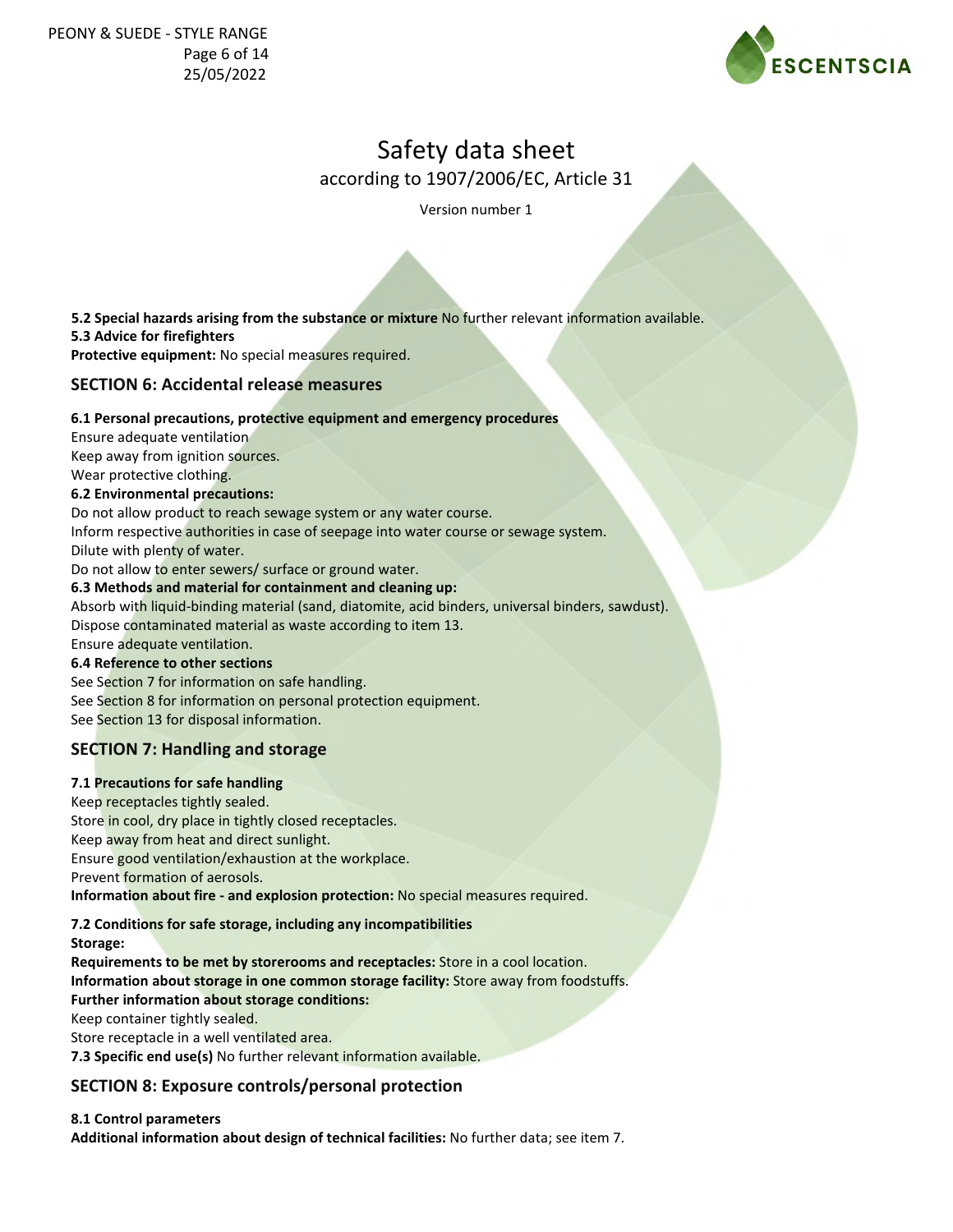**5.2 Special hazards arising from the substance or mixture** No further relevant information available.
**5.3 Advice for firefighters**
**Protective equipment:** No special measures required.

## SECTION 6: Accidental release measures

**6.1 Personal precautions, protective equipment and emergency procedures**
Ensure adequate ventilation
Keep away from ignition sources.
Wear protective clothing.
**6.2 Environmental precautions:**
Do not allow product to reach sewage system or any water course.
Inform respective authorities in case of seepage into water course or sewage system.
Dilute with plenty of water.
Do not allow to enter sewers/ surface or ground water.
**6.3 Methods and material for containment and cleaning up:**
Absorb with liquid-binding material (sand, diatomite, acid binders, universal binders, sawdust).
Dispose contaminated material as waste according to item 13.
Ensure adequate ventilation.
**6.4 Reference to other sections**
See Section 7 for information on safe handling.
See Section 8 for information on personal protection equipment.
See Section 13 for disposal information.

## SECTION 7: Handling and storage

**7.1 Precautions for safe handling**
Keep receptacles tightly sealed.
Store in cool, dry place in tightly closed receptacles.
Keep away from heat and direct sunlight.
Ensure good ventilation/exhaustion at the workplace.
Prevent formation of aerosols.
**Information about fire - and explosion protection:** No special measures required.

**7.2 Conditions for safe storage, including any incompatibilities**
**Storage:**
**Requirements to be met by storerooms and receptacles:** Store in a cool location.
**Information about storage in one common storage facility:** Store away from foodstuffs.
**Further information about storage conditions:**
Keep container tightly sealed.
Store receptacle in a well ventilated area.
**7.3 Specific end use(s)** No further relevant information available.

## SECTION 8: Exposure controls/personal protection

**8.1 Control parameters**
**Additional information about design of technical facilities:** No further data; see item 7.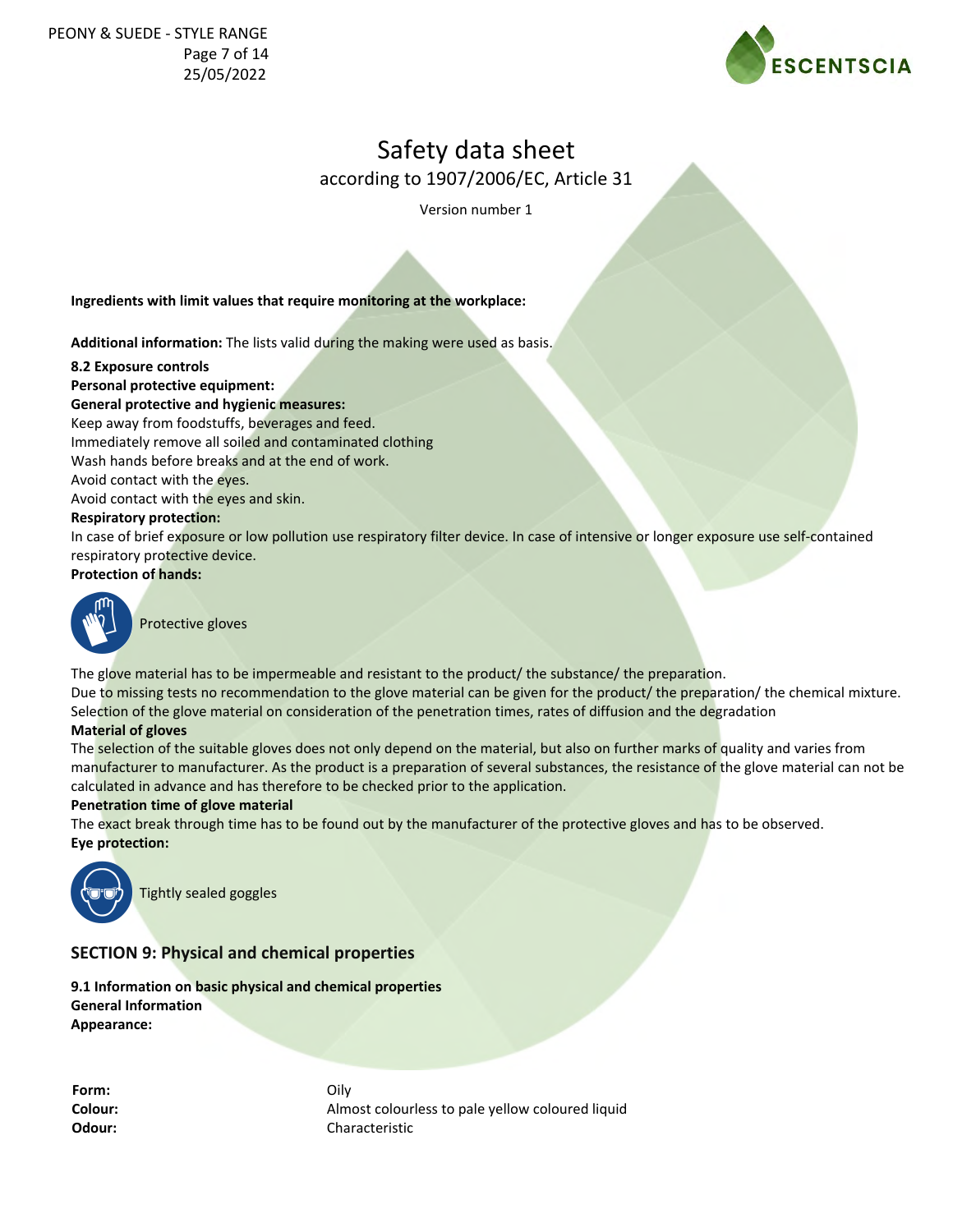Safety data sheet

according to 1907/2006/EC, Article 31

Version number 1

**Ingredients with limit values that require monitoring at the workplace:**

**Additional information:** The lists valid during the making were used as basis.

**8.2 Exposure controls**

**Personal protective equipment:**

**General protective and hygienic measures:**

Keep away from foodstuffs, beverages and feed.
Immediately remove all soiled and contaminated clothing
Wash hands before breaks and at the end of work.
Avoid contact with the eyes.
Avoid contact with the eyes and skin.

**Respiratory protection:**

In case of brief exposure or low pollution use respiratory filter device. In case of intensive or longer exposure use self-contained respiratory protective device.

**Protection of hands:**

Protective gloves

The glove material has to be impermeable and resistant to the product/ the substance/ the preparation.
Due to missing tests no recommendation to the glove material can be given for the product/ the preparation/ the chemical mixture.
Selection of the glove material on consideration of the penetration times, rates of diffusion and the degradation

**Material of gloves**

The selection of the suitable gloves does not only depend on the material, but also on further marks of quality and varies from manufacturer to manufacturer. As the product is a preparation of several substances, the resistance of the glove material can not be calculated in advance and has therefore to be checked prior to the application.

**Penetration time of glove material**

The exact break through time has to be found out by the manufacturer of the protective gloves and has to be observed.

**Eye protection:**

Tightly sealed goggles

## SECTION 9: Physical and chemical properties

**9.1 Information on basic physical and chemical properties**

**General Information**

**Appearance:**

| | |
|---|---|
| **Form:** | Oily |
| **Colour:** | Almost colourless to pale yellow coloured liquid |
| **Odour:** | Characteristic |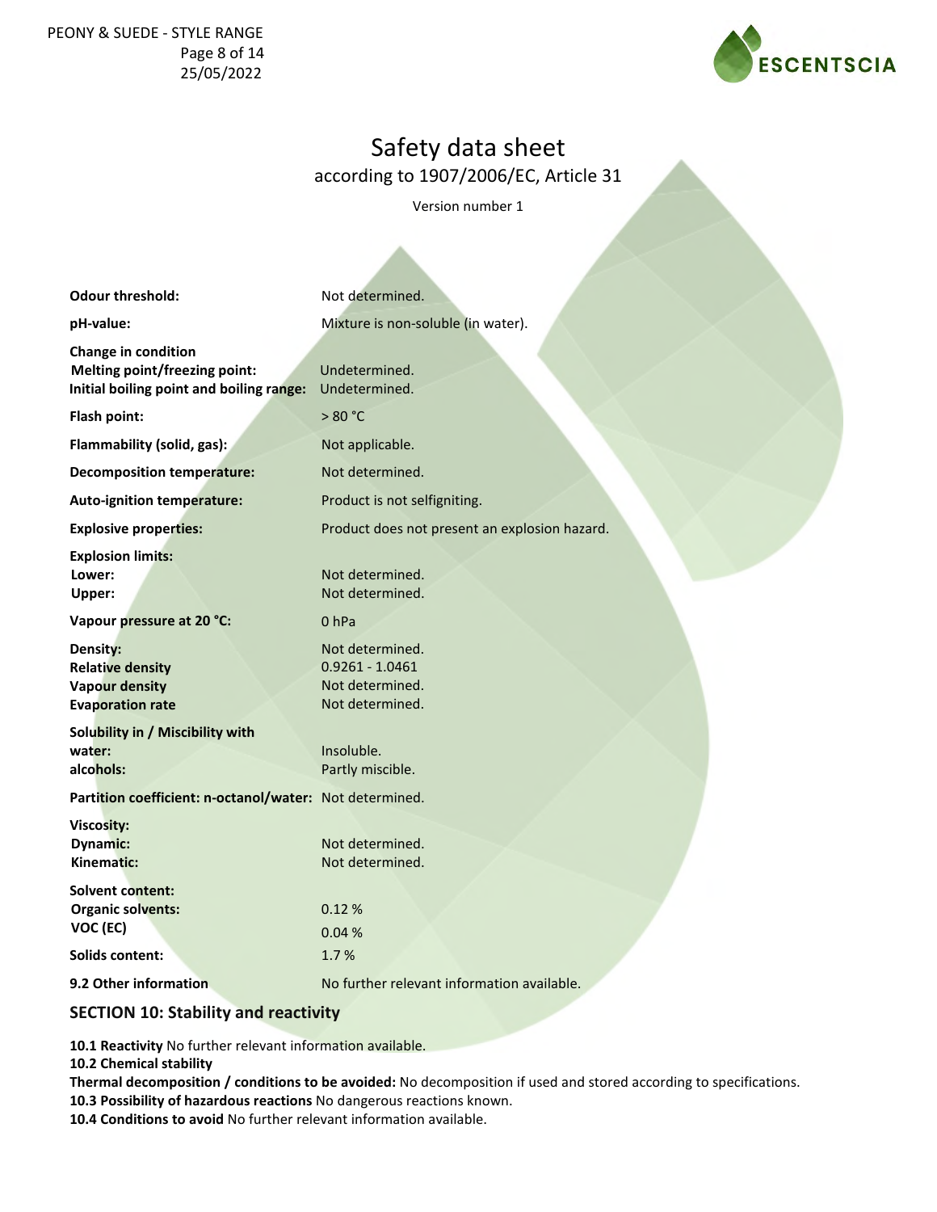# Safety data sheet

according to 1907/2006/EC, Article 31

Version number 1

| | |
|---|---|
| **Odour threshold:** | Not determined. |
| **pH-value:** | Mixture is non-soluble (in water). |
| **Change in condition** | |
| **Melting point/freezing point:** | Undetermined. |
| **Initial boiling point and boiling range:** | Undetermined. |
| **Flash point:** | > 80 °C |
| **Flammability (solid, gas):** | Not applicable. |
| **Decomposition temperature:** | Not determined. |
| **Auto-ignition temperature:** | Product is not selfigniting. |
| **Explosive properties:** | Product does not present an explosion hazard. |
| **Explosion limits:** | |
| **Lower:** | Not determined. |
| **Upper:** | Not determined. |
| **Vapour pressure at 20 °C:** | 0 hPa |
| **Density:** | Not determined. |
| **Relative density** | 0.9261 - 1.0461 |
| **Vapour density** | Not determined. |
| **Evaporation rate** | Not determined. |
| **Solubility in / Miscibility with** | |
| **water:** | Insoluble. |
| **alcohols:** | Partly miscible. |
| **Partition coefficient: n-octanol/water:** | Not determined. |
| **Viscosity:** | |
| **Dynamic:** | Not determined. |
| **Kinematic:** | Not determined. |
| **Solvent content:** | |
| **Organic solvents:** | 0.12 % |
| **VOC (EC)** | 0.04 % |
| **Solids content:** | 1.7 % |
| **9.2 Other information** | No further relevant information available. |

## SECTION 10: Stability and reactivity

**10.1 Reactivity** No further relevant information available.
**10.2 Chemical stability**
**Thermal decomposition / conditions to be avoided:** No decomposition if used and stored according to specifications.
**10.3 Possibility of hazardous reactions** No dangerous reactions known.
**10.4 Conditions to avoid** No further relevant information available.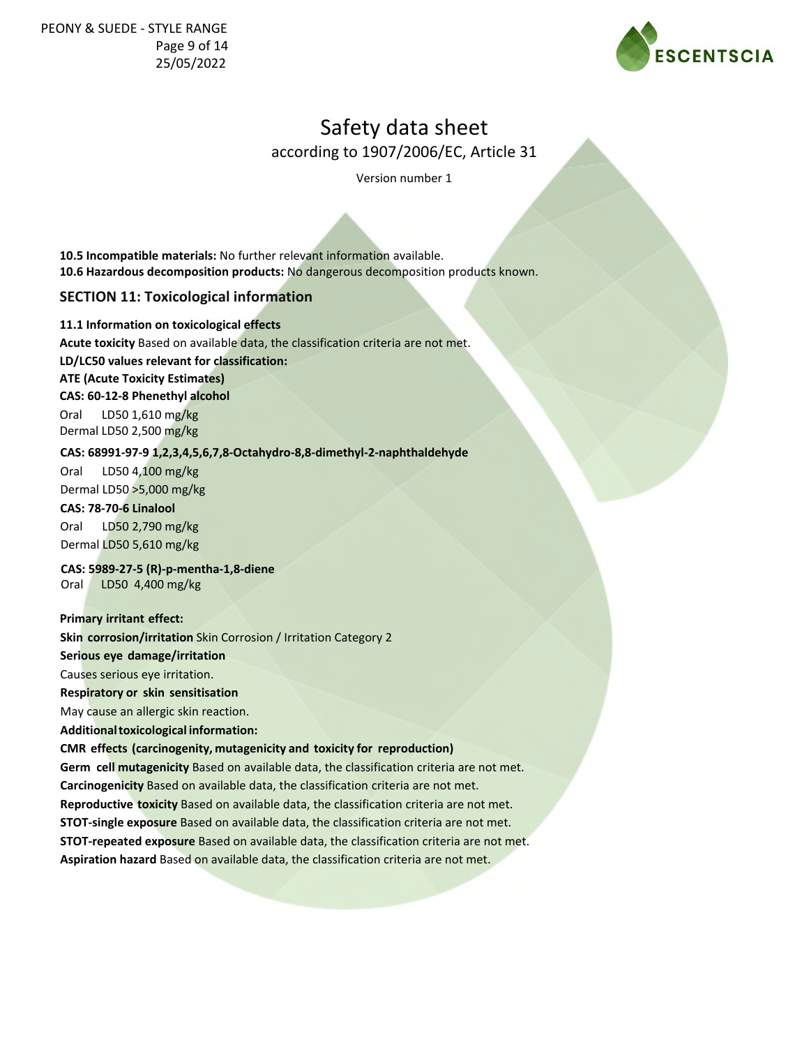# Safety data sheet

according to 1907/2006/EC, Article 31

Version number 1

**10.5 Incompatible materials:** No further relevant information available.
**10.6 Hazardous decomposition products:** No dangerous decomposition products known.

## SECTION 11: Toxicological information

**11.1 Information on toxicological effects**
**Acute toxicity** Based on available data, the classification criteria are not met.
**LD/LC50 values relevant for classification:**
**ATE (Acute Toxicity Estimates)**

**CAS: 60-12-8 Phenethyl alcohol**

| | |
|---|---|
| Oral | LD50 1,610 mg/kg |
| Dermal | LD50 2,500 mg/kg |

**CAS: 68991-97-9 1,2,3,4,5,6,7,8-Octahydro-8,8-dimethyl-2-naphthaldehyde**

| | |
|---|---|
| Oral | LD50 4,100 mg/kg |
| Dermal | LD50 >5,000 mg/kg |

**CAS: 78-70-6 Linalool**

| | |
|---|---|
| Oral | LD50 2,790 mg/kg |
| Dermal | LD50 5,610 mg/kg |

**CAS: 5989-27-5 (R)-p-mentha-1,8-diene**

| | |
|---|---|
| Oral | LD50 4,400 mg/kg |

**Primary irritant effect:**
**Skin corrosion/irritation** Skin Corrosion / Irritation Category 2
**Serious eye damage/irritation**
Causes serious eye irritation.
**Respiratory or skin sensitisation**
May cause an allergic skin reaction.
**Additional toxicological information:**
**CMR effects (carcinogenity, mutagenicity and toxicity for reproduction)**
**Germ cell mutagenicity** Based on available data, the classification criteria are not met.
**Carcinogenicity** Based on available data, the classification criteria are not met.
**Reproductive toxicity** Based on available data, the classification criteria are not met.
**STOT-single exposure** Based on available data, the classification criteria are not met.
**STOT-repeated exposure** Based on available data, the classification criteria are not met.
**Aspiration hazard** Based on available data, the classification criteria are not met.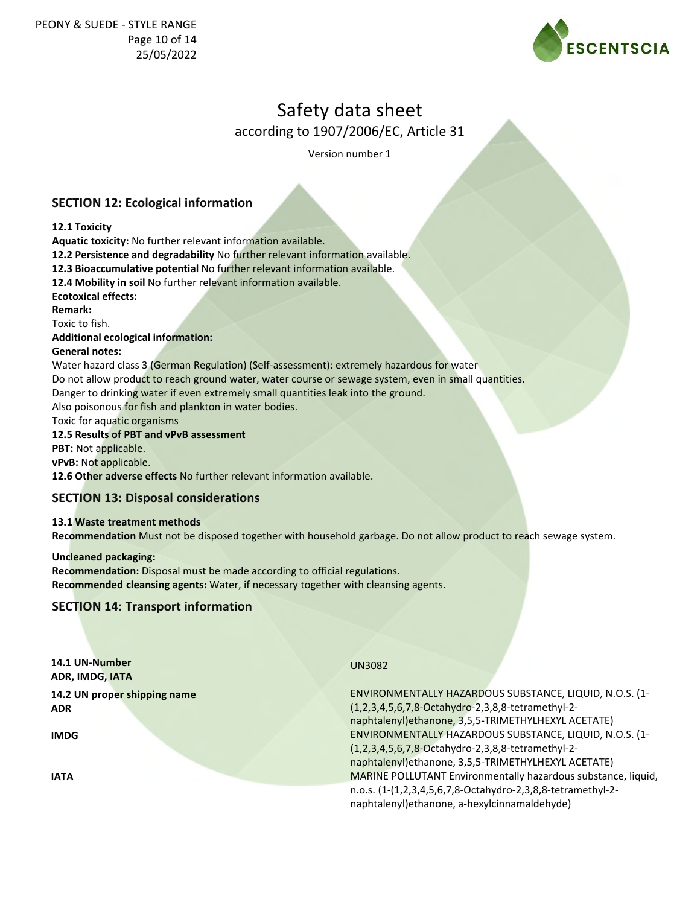# Safety data sheet

according to 1907/2006/EC, Article 31

Version number 1

## SECTION 12: Ecological information

**12.1 Toxicity**

**Aquatic toxicity:** No further relevant information available.

**12.2 Persistence and degradability** No further relevant information available.

**12.3 Bioaccumulative potential** No further relevant information available.

**12.4 Mobility in soil** No further relevant information available.

**Ecotoxical effects:**

**Remark:**

Toxic to fish.

**Additional ecological information:**

**General notes:**

Water hazard class 3 (German Regulation) (Self-assessment): extremely hazardous for water

Do not allow product to reach ground water, water course or sewage system, even in small quantities.

Danger to drinking water if even extremely small quantities leak into the ground.

Also poisonous for fish and plankton in water bodies.

Toxic for aquatic organisms

**12.5 Results of PBT and vPvB assessment**

**PBT:** Not applicable.

**vPvB:** Not applicable.

**12.6 Other adverse effects** No further relevant information available.

## SECTION 13: Disposal considerations

**13.1 Waste treatment methods**

**Recommendation** Must not be disposed together with household garbage. Do not allow product to reach sewage system.

**Uncleaned packaging:**

**Recommendation:** Disposal must be made according to official regulations.

**Recommended cleansing agents:** Water, if necessary together with cleansing agents.

## SECTION 14: Transport information

| | |
|---|---|
| **14.1 UN-Number** **ADR, IMDG, IATA** | UN3082 |
| **14.2 UN proper shipping name** **ADR** | ENVIRONMENTALLY HAZARDOUS SUBSTANCE, LIQUID, N.O.S. (1-(1,2,3,4,5,6,7,8-Octahydro-2,3,8,8-tetramethyl-2-naphtalenyl)ethanone, 3,5,5-TRIMETHYLHEXYL ACETATE) |
| **IMDG** | ENVIRONMENTALLY HAZARDOUS SUBSTANCE, LIQUID, N.O.S. (1-(1,2,3,4,5,6,7,8-Octahydro-2,3,8,8-tetramethyl-2-naphtalenyl)ethanone, 3,5,5-TRIMETHYLHEXYL ACETATE) |
| **IATA** | MARINE POLLUTANT Environmentally hazardous substance, liquid, n.o.s. (1-(1,2,3,4,5,6,7,8-Octahydro-2,3,8,8-tetramethyl-2-naphtalenyl)ethanone, a-hexylcinnamaldehyde) |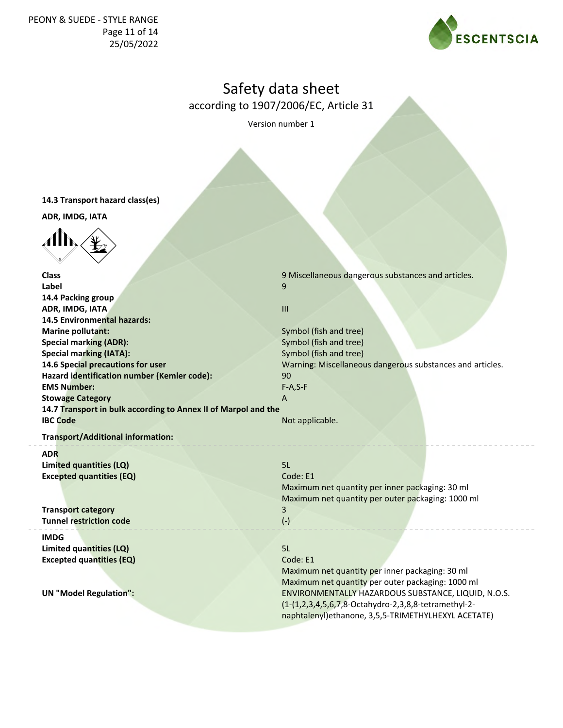### 14.3 Transport hazard class(es)

**ADR, IMDG, IATA**

| | |
|---|---|
| **Class** | 9 Miscellaneous dangerous substances and articles. |
| **Label** | 9 |
| **14.4 Packing group** | |
| **ADR, IMDG, IATA** | III |
| **14.5 Environmental hazards:** | |
| **Marine pollutant:** | Symbol (fish and tree) |
| **Special marking (ADR):** | Symbol (fish and tree) |
| **Special marking (IATA):** | Symbol (fish and tree) |
| **14.6 Special precautions for user** | Warning: Miscellaneous dangerous substances and articles. |
| **Hazard identification number (Kemler code):** | 90 |
| **EMS Number:** | F-A,S-F |
| **Stowage Category** | A |
| **14.7 Transport in bulk according to Annex II of Marpol and the IBC Code** | Not applicable. |

**Transport/Additional information:**

| | |
|---|---|
| **ADR** | |
| **Limited quantities (LQ)** | 5L |
| **Excepted quantities (EQ)** | Code: E1<br>Maximum net quantity per inner packaging: 30 ml<br>Maximum net quantity per outer packaging: 1000 ml |
| **Transport category** | 3 |
| **Tunnel restriction code** | (-) |

| | |
|---|---|
| **IMDG** | |
| **Limited quantities (LQ)** | 5L |
| **Excepted quantities (EQ)** | Code: E1<br>Maximum net quantity per inner packaging: 30 ml<br>Maximum net quantity per outer packaging: 1000 ml |
| **UN "Model Regulation":** | ENVIRONMENTALLY HAZARDOUS SUBSTANCE, LIQUID, N.O.S. (1-(1,2,3,4,5,6,7,8-Octahydro-2,3,8,8-tetramethyl-2-naphtalenyl)ethanone, 3,5,5-TRIMETHYLHEXYL ACETATE) |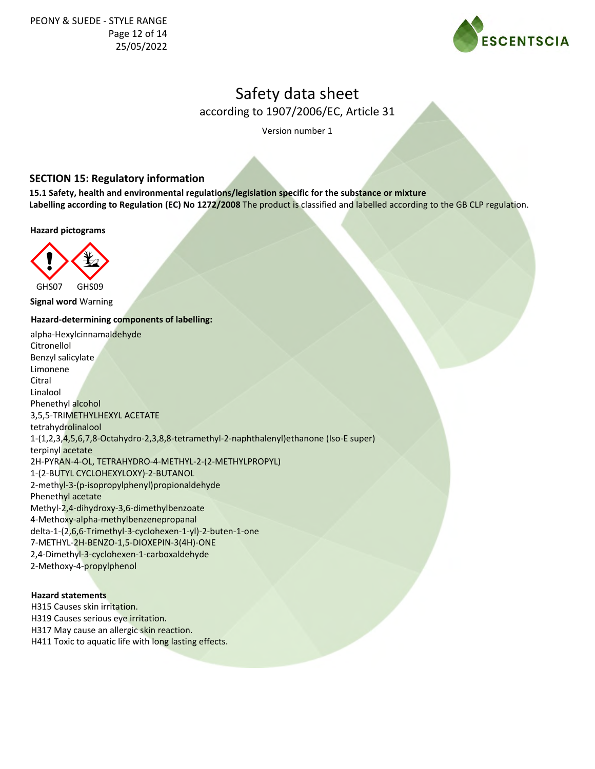# Safety data sheet

according to 1907/2006/EC, Article 31

Version number 1

## SECTION 15: Regulatory information

**15.1 Safety, health and environmental regulations/legislation specific for the substance or mixture**

**Labelling according to Regulation (EC) No 1272/2008** The product is classified and labelled according to the GB CLP regulation.

**Hazard pictograms**

GHS07 GHS09

**Signal word** Warning

**Hazard-determining components of labelling:**

alpha-Hexylcinnamaldehyde
Citronellol
Benzyl salicylate
Limonene
Citral
Linalool
Phenethyl alcohol
3,5,5-TRIMETHYLHEXYL ACETATE
tetrahydrolinalool
1-(1,2,3,4,5,6,7,8-Octahydro-2,3,8,8-tetramethyl-2-naphthalenyl)ethanone (Iso-E super)
terpinyl acetate
2H-PYRAN-4-OL, TETRAHYDRO-4-METHYL-2-(2-METHYLPROPYL)
1-(2-BUTYL CYCLOHEXYLOXY)-2-BUTANOL
2-methyl-3-(p-isopropylphenyl)propionaldehyde
Phenethyl acetate
Methyl-2,4-dihydroxy-3,6-dimethylbenzoate
4-Methoxy-alpha-methylbenzenepropanal
delta-1-(2,6,6-Trimethyl-3-cyclohexen-1-yl)-2-buten-1-one
7-METHYL-2H-BENZO-1,5-DIOXEPIN-3(4H)-ONE
2,4-Dimethyl-3-cyclohexen-1-carboxaldehyde
2-Methoxy-4-propylphenol

**Hazard statements**

H315 Causes skin irritation.
H319 Causes serious eye irritation.
H317 May cause an allergic skin reaction.
H411 Toxic to aquatic life with long lasting effects.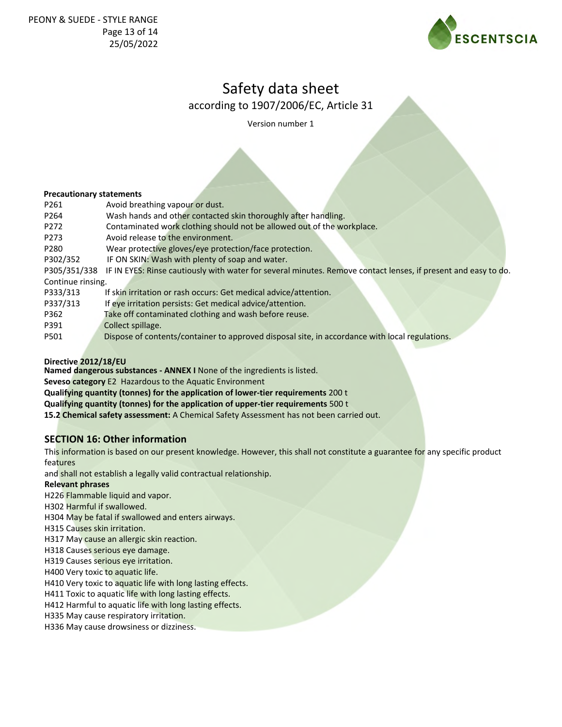# Safety data sheet

according to 1907/2006/EC, Article 31

Version number 1

**Precautionary statements**

| | |
|---|---|
| P261 | Avoid breathing vapour or dust. |
| P264 | Wash hands and other contacted skin thoroughly after handling. |
| P272 | Contaminated work clothing should not be allowed out of the workplace. |
| P273 | Avoid release to the environment. |
| P280 | Wear protective gloves/eye protection/face protection. |
| P302/352 | IF ON SKIN: Wash with plenty of soap and water. |
| P305/351/338 | IF IN EYES: Rinse cautiously with water for several minutes. Remove contact lenses, if present and easy to do. Continue rinsing. |
| P333/313 | If skin irritation or rash occurs: Get medical advice/attention. |
| P337/313 | If eye irritation persists: Get medical advice/attention. |
| P362 | Take off contaminated clothing and wash before reuse. |
| P391 | Collect spillage. |
| P501 | Dispose of contents/container to approved disposal site, in accordance with local regulations. |

**Directive 2012/18/EU**

**Named dangerous substances - ANNEX I** None of the ingredients is listed.

**Seveso category** E2 Hazardous to the Aquatic Environment

**Qualifying quantity (tonnes) for the application of lower-tier requirements** 200 t

**Qualifying quantity (tonnes) for the application of upper-tier requirements** 500 t

**15.2 Chemical safety assessment:** A Chemical Safety Assessment has not been carried out.

## SECTION 16: Other information

This information is based on our present knowledge. However, this shall not constitute a guarantee for any specific product features
and shall not establish a legally valid contractual relationship.

**Relevant phrases**

H226 Flammable liquid and vapor.
H302 Harmful if swallowed.
H304 May be fatal if swallowed and enters airways.
H315 Causes skin irritation.
H317 May cause an allergic skin reaction.
H318 Causes serious eye damage.
H319 Causes serious eye irritation.
H400 Very toxic to aquatic life.
H410 Very toxic to aquatic life with long lasting effects.
H411 Toxic to aquatic life with long lasting effects.
H412 Harmful to aquatic life with long lasting effects.
H335 May cause respiratory irritation.
H336 May cause drowsiness or dizziness.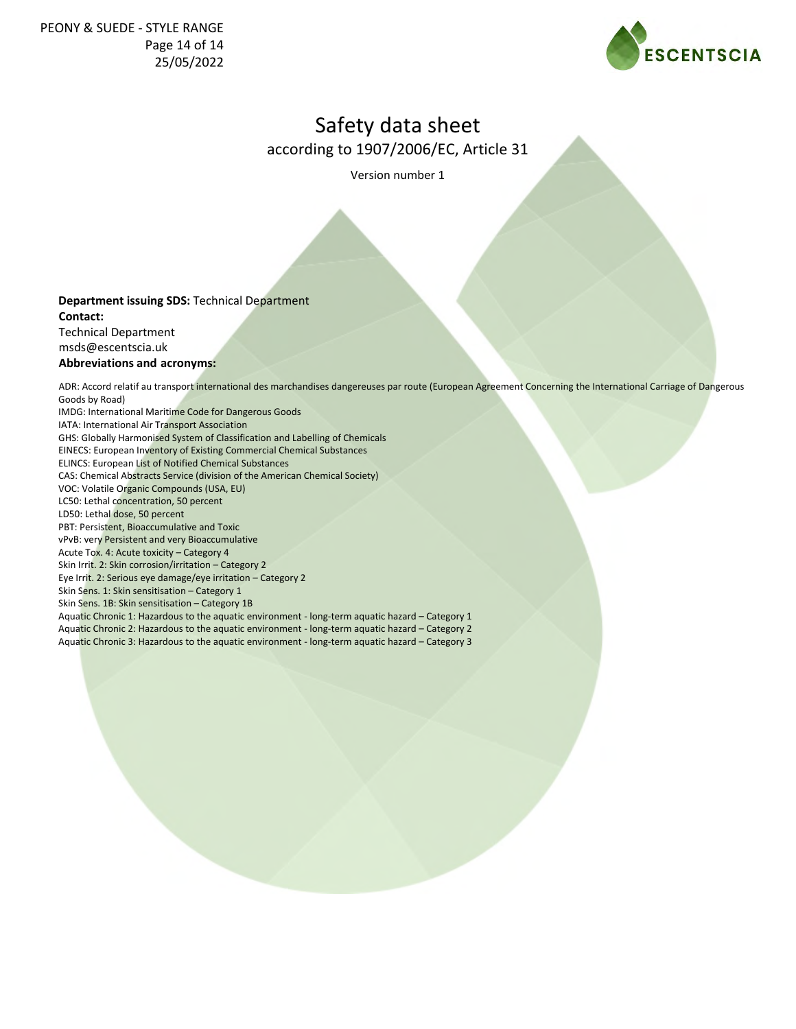# Safety data sheet

according to 1907/2006/EC, Article 31

Version number 1

**Department issuing SDS:** Technical Department

**Contact:**

Technical Department

msds@escentscia.uk

**Abbreviations and acronyms:**

ADR: Accord relatif au transport international des marchandises dangereuses par route (European Agreement Concerning the International Carriage of Dangerous Goods by Road)
IMDG: International Maritime Code for Dangerous Goods
IATA: International Air Transport Association
GHS: Globally Harmonised System of Classification and Labelling of Chemicals
EINECS: European Inventory of Existing Commercial Chemical Substances
ELINCS: European List of Notified Chemical Substances
CAS: Chemical Abstracts Service (division of the American Chemical Society)
VOC: Volatile Organic Compounds (USA, EU)
LC50: Lethal concentration, 50 percent
LD50: Lethal dose, 50 percent
PBT: Persistent, Bioaccumulative and Toxic
vPvB: very Persistent and very Bioaccumulative
Acute Tox. 4: Acute toxicity – Category 4
Skin Irrit. 2: Skin corrosion/irritation – Category 2
Eye Irrit. 2: Serious eye damage/eye irritation – Category 2
Skin Sens. 1: Skin sensitisation – Category 1
Skin Sens. 1B: Skin sensitisation – Category 1B
Aquatic Chronic 1: Hazardous to the aquatic environment - long-term aquatic hazard – Category 1
Aquatic Chronic 2: Hazardous to the aquatic environment - long-term aquatic hazard – Category 2
Aquatic Chronic 3: Hazardous to the aquatic environment - long-term aquatic hazard – Category 3